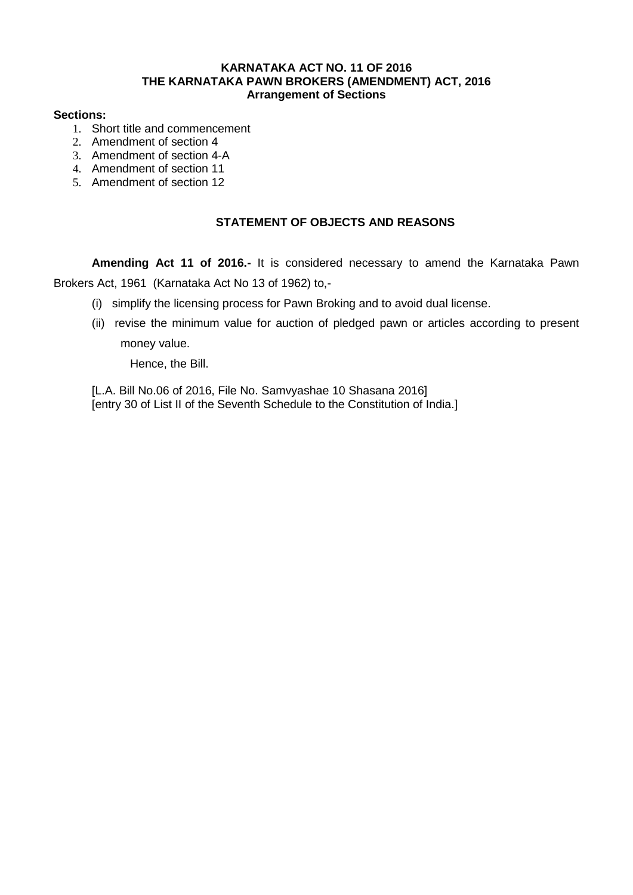# KARNATAKA ACT NO. 11 OF 2016
## THE KARNATAKA PAWN BROKERS (AMENDMENT) ACT, 2016
### Arrangement of Sections

**Sections:**

1. Short title and commencement
2. Amendment of section 4
3. Amendment of section 4-A
4. Amendment of section 11
5. Amendment of section 12

## STATEMENT OF OBJECTS AND REASONS

**Amending Act 11 of 2016.-** It is considered necessary to amend the Karnataka Pawn Brokers Act, 1961 (Karnataka Act No 13 of 1962) to,-

(i) simplify the licensing process for Pawn Broking and to avoid dual license.

(ii) revise the minimum value for auction of pledged pawn or articles according to present money value.

Hence, the Bill.

[L.A. Bill No.06 of 2016, File No. Samvyashae 10 Shasana 2016]
[entry 30 of List II of the Seventh Schedule to the Constitution of India.]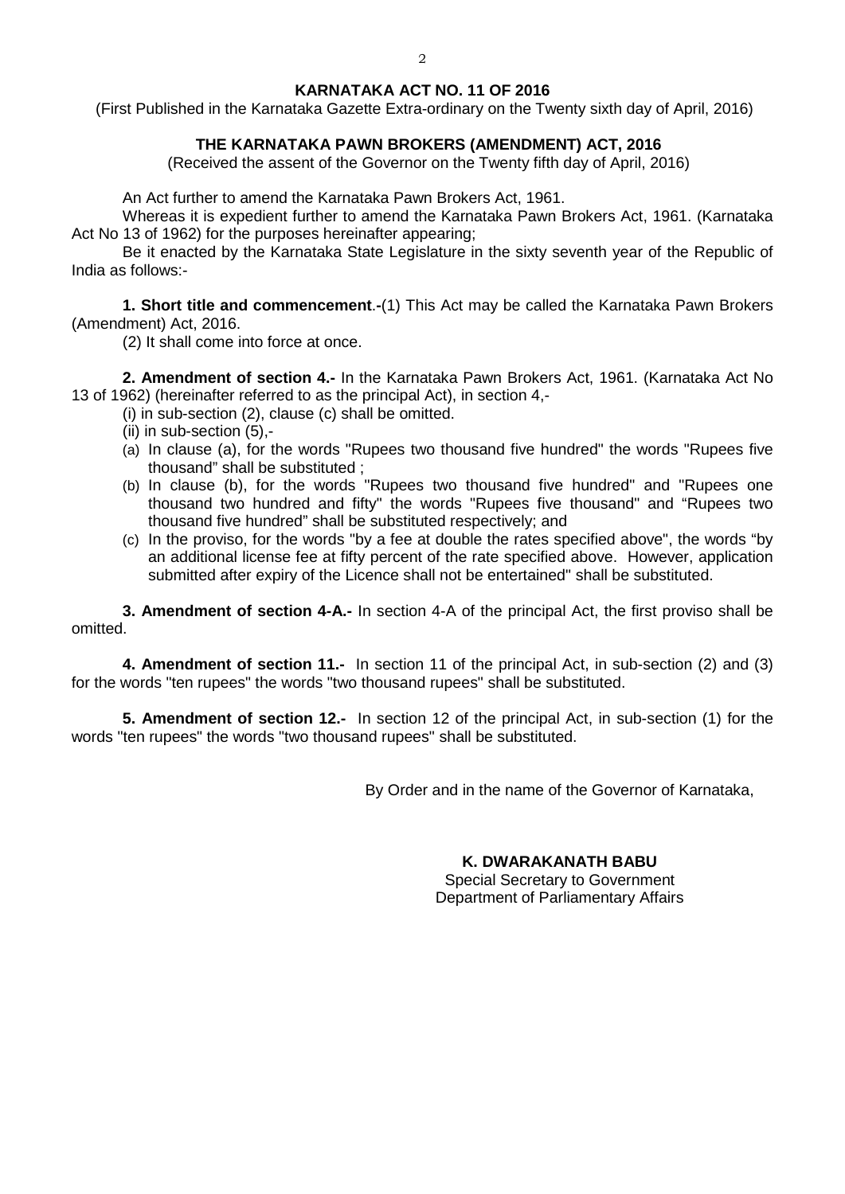## KARNATAKA ACT NO. 11 OF 2016

(First Published in the Karnataka Gazette Extra-ordinary on the Twenty sixth day of April, 2016)

## THE KARNATAKA PAWN BROKERS (AMENDMENT) ACT, 2016

(Received the assent of the Governor on the Twenty fifth day of April, 2016)

An Act further to amend the Karnataka Pawn Brokers Act, 1961.

Whereas it is expedient further to amend the Karnataka Pawn Brokers Act, 1961. (Karnataka Act No 13 of 1962) for the purposes hereinafter appearing;

Be it enacted by the Karnataka State Legislature in the sixty seventh year of the Republic of India as follows:-

**1. Short title and commencement**.-(1) This Act may be called the Karnataka Pawn Brokers (Amendment) Act, 2016.

(2) It shall come into force at once.

**2. Amendment of section 4.-** In the Karnataka Pawn Brokers Act, 1961. (Karnataka Act No 13 of 1962) (hereinafter referred to as the principal Act), in section 4,-

(i) in sub-section (2), clause (c) shall be omitted.

(ii) in sub-section (5),-

(a) In clause (a), for the words "Rupees two thousand five hundred" the words "Rupees five thousand" shall be substituted ;

(b) In clause (b), for the words "Rupees two thousand five hundred" and "Rupees one thousand two hundred and fifty" the words "Rupees five thousand" and "Rupees two thousand five hundred" shall be substituted respectively; and

(c) In the proviso, for the words "by a fee at double the rates specified above", the words "by an additional license fee at fifty percent of the rate specified above. However, application submitted after expiry of the Licence shall not be entertained" shall be substituted.

**3. Amendment of section 4-A.-** In section 4-A of the principal Act, the first proviso shall be omitted.

**4. Amendment of section 11.-** In section 11 of the principal Act, in sub-section (2) and (3) for the words "ten rupees" the words "two thousand rupees" shall be substituted.

**5. Amendment of section 12.-** In section 12 of the principal Act, in sub-section (1) for the words "ten rupees" the words "two thousand rupees" shall be substituted.

By Order and in the name of the Governor of Karnataka,

**K. DWARAKANATH BABU**
Special Secretary to Government
Department of Parliamentary Affairs